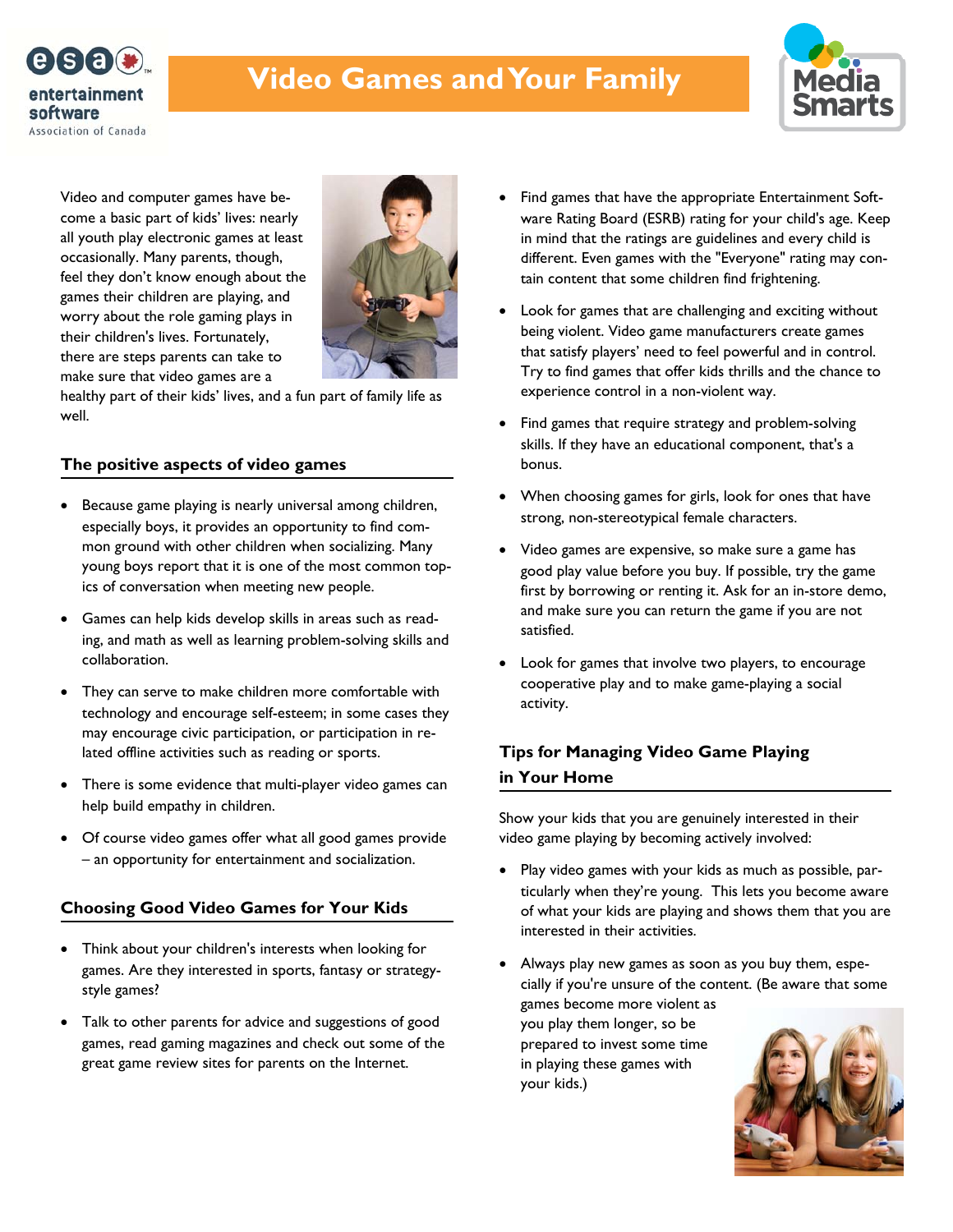# Video Games and Your Family

Video and computer games have become a basic part of kids' lives: nearly all youth play electronic games at least occasionally. Many parents, though, feel they don't know enough about the games their children are playing, and worry about the role gaming plays in their children's lives. Fortunately, there are steps parents can take to make sure that video games are a healthy part of their kids' lives, and a fun part of family life as well.

## The positive aspects of video games

- Because game playing is nearly universal among children, especially boys, it provides an opportunity to find common ground with other children when socializing. Many young boys report that it is one of the most common topics of conversation when meeting new people.
- Games can help kids develop skills in areas such as reading, and math as well as learning problem-solving skills and collaboration.
- They can serve to make children more comfortable with technology and encourage self-esteem; in some cases they may encourage civic participation, or participation in related offline activities such as reading or sports.
- There is some evidence that multi-player video games can help build empathy in children.
- Of course video games offer what all good games provide – an opportunity for entertainment and socialization.

## Choosing Good Video Games for Your Kids

- Think about your children's interests when looking for games. Are they interested in sports, fantasy or strategy-style games?
- Talk to other parents for advice and suggestions of good games, read gaming magazines and check out some of the great game review sites for parents on the Internet.
- Find games that have the appropriate Entertainment Software Rating Board (ESRB) rating for your child's age. Keep in mind that the ratings are guidelines and every child is different. Even games with the "Everyone" rating may contain content that some children find frightening.
- Look for games that are challenging and exciting without being violent. Video game manufacturers create games that satisfy players' need to feel powerful and in control. Try to find games that offer kids thrills and the chance to experience control in a non-violent way.
- Find games that require strategy and problem-solving skills. If they have an educational component, that's a bonus.
- When choosing games for girls, look for ones that have strong, non-stereotypical female characters.
- Video games are expensive, so make sure a game has good play value before you buy. If possible, try the game first by borrowing or renting it. Ask for an in-store demo, and make sure you can return the game if you are not satisfied.
- Look for games that involve two players, to encourage cooperative play and to make game-playing a social activity.

## Tips for Managing Video Game Playing in Your Home

Show your kids that you are genuinely interested in their video game playing by becoming actively involved:

- Play video games with your kids as much as possible, particularly when they're young. This lets you become aware of what your kids are playing and shows them that you are interested in their activities.
- Always play new games as soon as you buy them, especially if you're unsure of the content. (Be aware that some games become more violent as you play them longer, so be prepared to invest some time in playing these games with your kids.)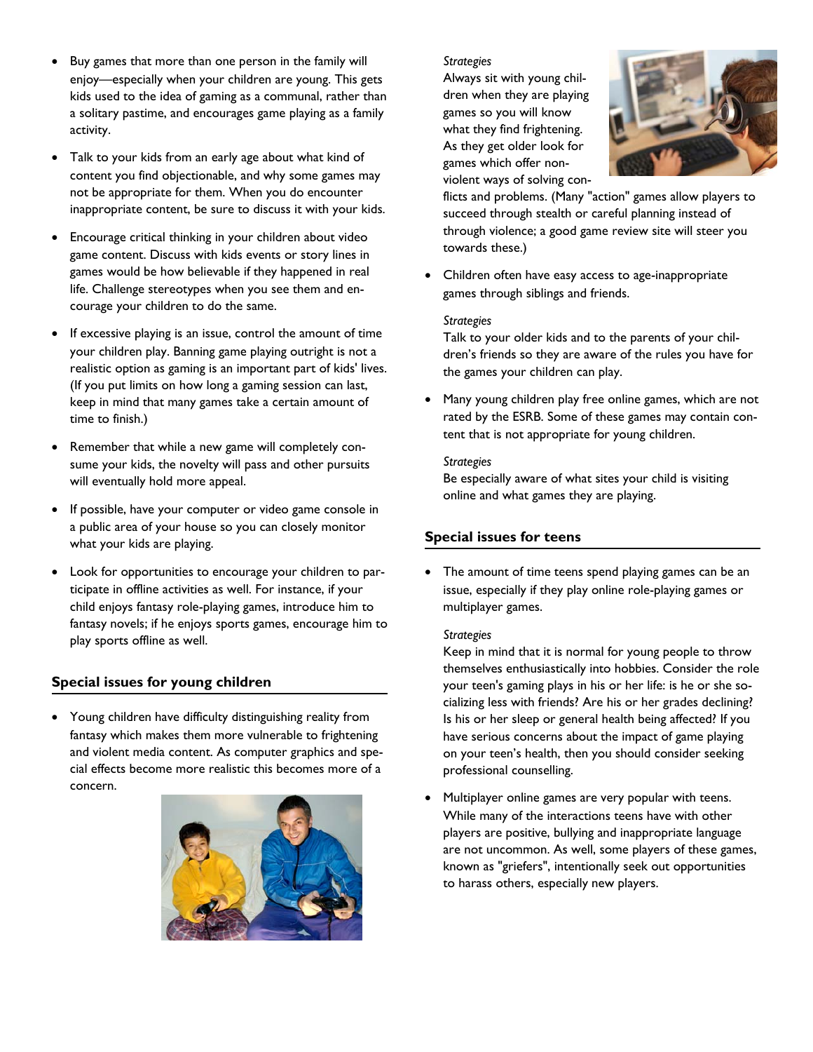- Buy games that more than one person in the family will enjoy—especially when your children are young. This gets kids used to the idea of gaming as a communal, rather than a solitary pastime, and encourages game playing as a family activity.
- Talk to your kids from an early age about what kind of content you find objectionable, and why some games may not be appropriate for them. When you do encounter inappropriate content, be sure to discuss it with your kids.
- Encourage critical thinking in your children about video game content. Discuss with kids events or story lines in games would be how believable if they happened in real life. Challenge stereotypes when you see them and encourage your children to do the same.
- If excessive playing is an issue, control the amount of time your children play. Banning game playing outright is not a realistic option as gaming is an important part of kids' lives. (If you put limits on how long a gaming session can last, keep in mind that many games take a certain amount of time to finish.)
- Remember that while a new game will completely consume your kids, the novelty will pass and other pursuits will eventually hold more appeal.
- If possible, have your computer or video game console in a public area of your house so you can closely monitor what your kids are playing.
- Look for opportunities to encourage your children to participate in offline activities as well. For instance, if your child enjoys fantasy role-playing games, introduce him to fantasy novels; if he enjoys sports games, encourage him to play sports offline as well.

## Special issues for young children

- Young children have difficulty distinguishing reality from fantasy which makes them more vulnerable to frightening and violent media content. As computer graphics and special effects become more realistic this becomes more of a concern.

  *Strategies*
  Always sit with young children when they are playing games so you will know what they find frightening. As they get older look for games which offer non-violent ways of solving conflicts and problems. (Many "action" games allow players to succeed through stealth or careful planning instead of through violence; a good game review site will steer you towards these.)

- Children often have easy access to age-inappropriate games through siblings and friends.

  *Strategies*
  Talk to your older kids and to the parents of your children's friends so they are aware of the rules you have for the games your children can play.

- Many young children play free online games, which are not rated by the ESRB. Some of these games may contain content that is not appropriate for young children.

  *Strategies*
  Be especially aware of what sites your child is visiting online and what games they are playing.

## Special issues for teens

- The amount of time teens spend playing games can be an issue, especially if they play online role-playing games or multiplayer games.

  *Strategies*
  Keep in mind that it is normal for young people to throw themselves enthusiastically into hobbies. Consider the role your teen's gaming plays in his or her life: is he or she socializing less with friends? Are his or her grades declining? Is his or her sleep or general health being affected? If you have serious concerns about the impact of game playing on your teen's health, then you should consider seeking professional counselling.

- Multiplayer online games are very popular with teens. While many of the interactions teens have with other players are positive, bullying and inappropriate language are not uncommon. As well, some players of these games, known as "griefers", intentionally seek out opportunities to harass others, especially new players.